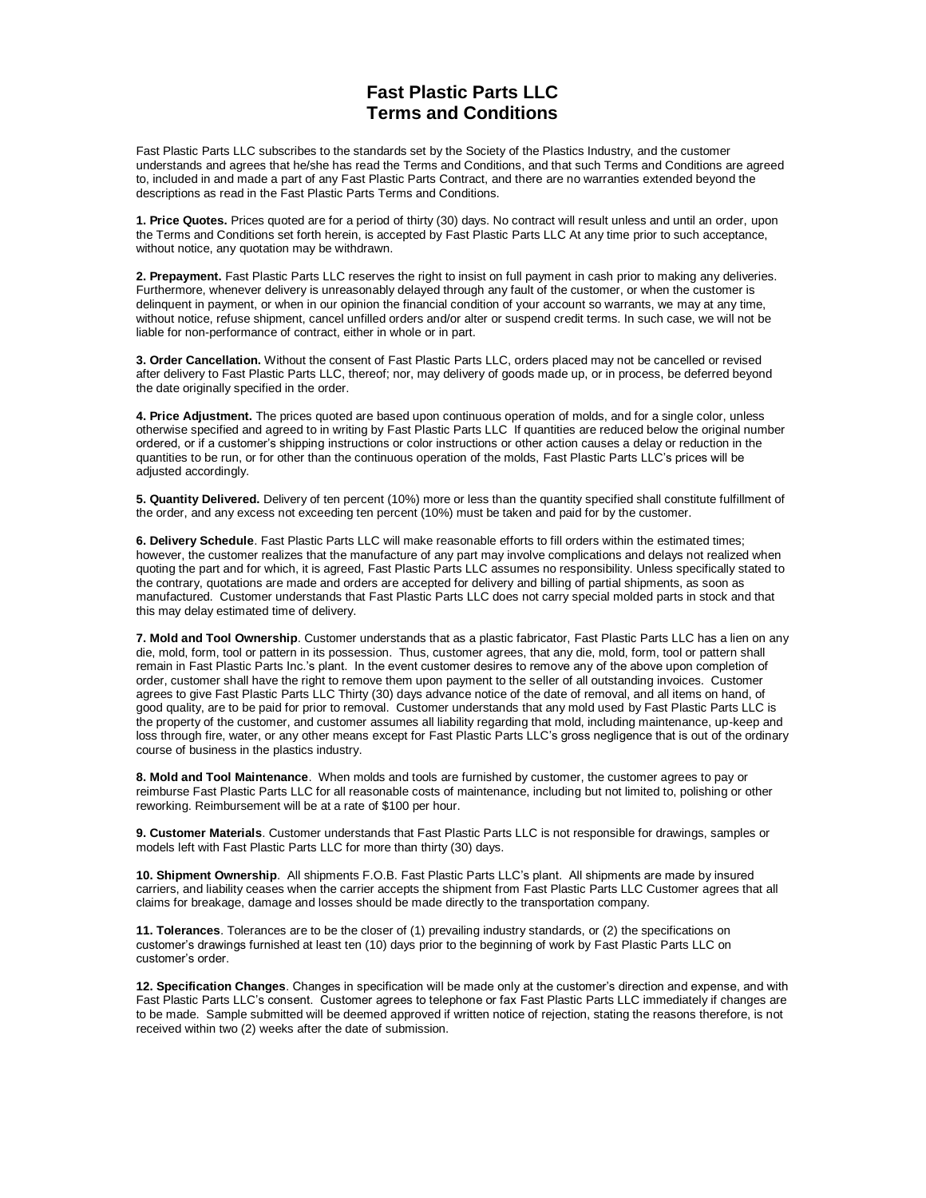# Fast Plastic Parts LLC
# Terms and Conditions

Fast Plastic Parts LLC subscribes to the standards set by the Society of the Plastics Industry, and the customer understands and agrees that he/she has read the Terms and Conditions, and that such Terms and Conditions are agreed to, included in and made a part of any Fast Plastic Parts Contract, and there are no warranties extended beyond the descriptions as read in the Fast Plastic Parts Terms and Conditions.

**1. Price Quotes.** Prices quoted are for a period of thirty (30) days. No contract will result unless and until an order, upon the Terms and Conditions set forth herein, is accepted by Fast Plastic Parts LLC At any time prior to such acceptance, without notice, any quotation may be withdrawn.

**2. Prepayment.** Fast Plastic Parts LLC reserves the right to insist on full payment in cash prior to making any deliveries. Furthermore, whenever delivery is unreasonably delayed through any fault of the customer, or when the customer is delinquent in payment, or when in our opinion the financial condition of your account so warrants, we may at any time, without notice, refuse shipment, cancel unfilled orders and/or alter or suspend credit terms. In such case, we will not be liable for non-performance of contract, either in whole or in part.

**3. Order Cancellation.** Without the consent of Fast Plastic Parts LLC, orders placed may not be cancelled or revised after delivery to Fast Plastic Parts LLC, thereof; nor, may delivery of goods made up, or in process, be deferred beyond the date originally specified in the order.

**4. Price Adjustment.** The prices quoted are based upon continuous operation of molds, and for a single color, unless otherwise specified and agreed to in writing by Fast Plastic Parts LLC If quantities are reduced below the original number ordered, or if a customer's shipping instructions or color instructions or other action causes a delay or reduction in the quantities to be run, or for other than the continuous operation of the molds, Fast Plastic Parts LLC's prices will be adjusted accordingly.

**5. Quantity Delivered.** Delivery of ten percent (10%) more or less than the quantity specified shall constitute fulfillment of the order, and any excess not exceeding ten percent (10%) must be taken and paid for by the customer.

**6. Delivery Schedule**. Fast Plastic Parts LLC will make reasonable efforts to fill orders within the estimated times; however, the customer realizes that the manufacture of any part may involve complications and delays not realized when quoting the part and for which, it is agreed, Fast Plastic Parts LLC assumes no responsibility. Unless specifically stated to the contrary, quotations are made and orders are accepted for delivery and billing of partial shipments, as soon as manufactured. Customer understands that Fast Plastic Parts LLC does not carry special molded parts in stock and that this may delay estimated time of delivery.

**7. Mold and Tool Ownership**. Customer understands that as a plastic fabricator, Fast Plastic Parts LLC has a lien on any die, mold, form, tool or pattern in its possession. Thus, customer agrees, that any die, mold, form, tool or pattern shall remain in Fast Plastic Parts Inc.'s plant. In the event customer desires to remove any of the above upon completion of order, customer shall have the right to remove them upon payment to the seller of all outstanding invoices. Customer agrees to give Fast Plastic Parts LLC Thirty (30) days advance notice of the date of removal, and all items on hand, of good quality, are to be paid for prior to removal. Customer understands that any mold used by Fast Plastic Parts LLC is the property of the customer, and customer assumes all liability regarding that mold, including maintenance, up-keep and loss through fire, water, or any other means except for Fast Plastic Parts LLC's gross negligence that is out of the ordinary course of business in the plastics industry.

**8. Mold and Tool Maintenance**. When molds and tools are furnished by customer, the customer agrees to pay or reimburse Fast Plastic Parts LLC for all reasonable costs of maintenance, including but not limited to, polishing or other reworking. Reimbursement will be at a rate of $100 per hour.

**9. Customer Materials**. Customer understands that Fast Plastic Parts LLC is not responsible for drawings, samples or models left with Fast Plastic Parts LLC for more than thirty (30) days.

**10. Shipment Ownership**. All shipments F.O.B. Fast Plastic Parts LLC's plant. All shipments are made by insured carriers, and liability ceases when the carrier accepts the shipment from Fast Plastic Parts LLC Customer agrees that all claims for breakage, damage and losses should be made directly to the transportation company.

**11. Tolerances**. Tolerances are to be the closer of (1) prevailing industry standards, or (2) the specifications on customer's drawings furnished at least ten (10) days prior to the beginning of work by Fast Plastic Parts LLC on customer's order.

**12. Specification Changes**. Changes in specification will be made only at the customer's direction and expense, and with Fast Plastic Parts LLC's consent. Customer agrees to telephone or fax Fast Plastic Parts LLC immediately if changes are to be made. Sample submitted will be deemed approved if written notice of rejection, stating the reasons therefore, is not received within two (2) weeks after the date of submission.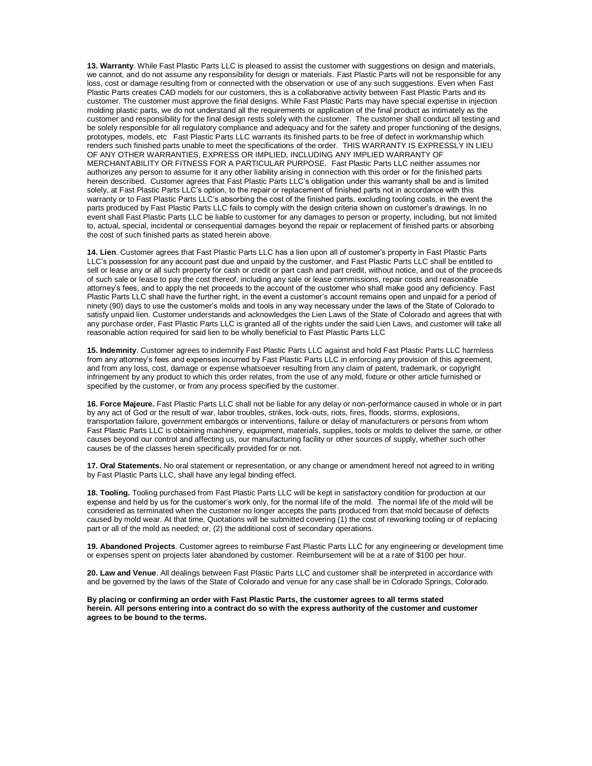**13. Warranty**. While Fast Plastic Parts LLC is pleased to assist the customer with suggestions on design and materials, we cannot, and do not assume any responsibility for design or materials. Fast Plastic Parts will not be responsible for any loss, cost or damage resulting from or connected with the observation or use of any such suggestions. Even when Fast Plastic Parts creates CAD models for our customers, this is a collaborative activity between Fast Plastic Parts and its customer. The customer must approve the final designs. While Fast Plastic Parts may have special expertise in injection molding plastic parts, we do not understand all the requirements or application of the final product as intimately as the customer and responsibility for the final design rests solely with the customer. The customer shall conduct all testing and be solely responsible for all regulatory compliance and adequacy and for the safety and proper functioning of the designs, prototypes, models, etc Fast Plastic Parts LLC warrants its finished parts to be free of defect in workmanship which renders such finished parts unable to meet the specifications of the order. THIS WARRANTY IS EXPRESSLY IN LIEU OF ANY OTHER WARRANTIES, EXPRESS OR IMPLIED, INCLUDING ANY IMPLIED WARRANTY OF MERCHANTABILITY OR FITNESS FOR A PARTICULAR PURPOSE. Fast Plastic Parts LLC neither assumes nor authorizes any person to assume for it any other liability arising in connection with this order or for the finished parts herein described. Customer agrees that Fast Plastic Parts LLC's obligation under this warranty shall be and is limited solely, at Fast Plastic Parts LLC's option, to the repair or replacement of finished parts not in accordance with this warranty or to Fast Plastic Parts LLC's absorbing the cost of the finished parts, excluding tooling costs, in the event the parts produced by Fast Plastic Parts LLC fails to comply with the design criteria shown on customer's drawings. In no event shall Fast Plastic Parts LLC be liable to customer for any damages to person or property, including, but not limited to, actual, special, incidental or consequential damages beyond the repair or replacement of finished parts or absorbing the cost of such finished parts as stated herein above.

**14. Lien**. Customer agrees that Fast Plastic Parts LLC has a lien upon all of customer's property in Fast Plastic Parts LLC's possession for any account past due and unpaid by the customer, and Fast Plastic Parts LLC shall be entitled to sell or lease any or all such property for cash or credit or part cash and part credit, without notice, and out of the proceeds of such sale or lease to pay the cost thereof, including any sale or lease commissions, repair costs and reasonable attorney's fees, and to apply the net proceeds to the account of the customer who shall make good any deficiency. Fast Plastic Parts LLC shall have the further right, in the event a customer's account remains open and unpaid for a period of ninety (90) days to use the customer's molds and tools in any way necessary under the laws of the State of Colorado to satisfy unpaid lien. Customer understands and acknowledges the Lien Laws of the State of Colorado and agrees that with any purchase order, Fast Plastic Parts LLC is granted all of the rights under the said Lien Laws, and customer will take all reasonable action required for said lien to be wholly beneficial to Fast Plastic Parts LLC

**15. Indemnity**. Customer agrees to indemnify Fast Plastic Parts LLC against and hold Fast Plastic Parts LLC harmless from any attorney's fees and expenses incurred by Fast Plastic Parts LLC in enforcing any provision of this agreement, and from any loss, cost, damage or expense whatsoever resulting from any claim of patent, trademark, or copyright infringement by any product to which this order relates, from the use of any mold, fixture or other article furnished or specified by the customer, or from any process specified by the customer.

**16. Force Majeure.** Fast Plastic Parts LLC shall not be liable for any delay or non-performance caused in whole or in part by any act of God or the result of war, labor troubles, strikes, lock-outs, riots, fires, floods, storms, explosions, transportation failure, government embargos or interventions, failure or delay of manufacturers or persons from whom Fast Plastic Parts LLC is obtaining machinery, equipment, materials, supplies, tools or molds to deliver the same, or other causes beyond our control and affecting us, our manufacturing facility or other sources of supply, whether such other causes be of the classes herein specifically provided for or not.

**17. Oral Statements.** No oral statement or representation, or any change or amendment hereof not agreed to in writing by Fast Plastic Parts LLC, shall have any legal binding effect.

**18. Tooling.** Tooling purchased from Fast Plastic Parts LLC will be kept in satisfactory condition for production at our expense and held by us for the customer's work only, for the normal life of the mold. The normal life of the mold will be considered as terminated when the customer no longer accepts the parts produced from that mold because of defects caused by mold wear. At that time, Quotations will be submitted covering (1) the cost of reworking tooling or of replacing part or all of the mold as needed; or, (2) the additional cost of secondary operations.

**19. Abandoned Projects**. Customer agrees to reimburse Fast Plastic Parts LLC for any engineering or development time or expenses spent on projects later abandoned by customer. Reimbursement will be at a rate of $100 per hour.

**20. Law and Venue**. All dealings between Fast Plastic Parts LLC and customer shall be interpreted in accordance with and be governed by the laws of the State of Colorado and venue for any case shall be in Colorado Springs, Colorado.

**By placing or confirming an order with Fast Plastic Parts, the customer agrees to all terms stated herein. All persons entering into a contract do so with the express authority of the customer and customer agrees to be bound to the terms.**